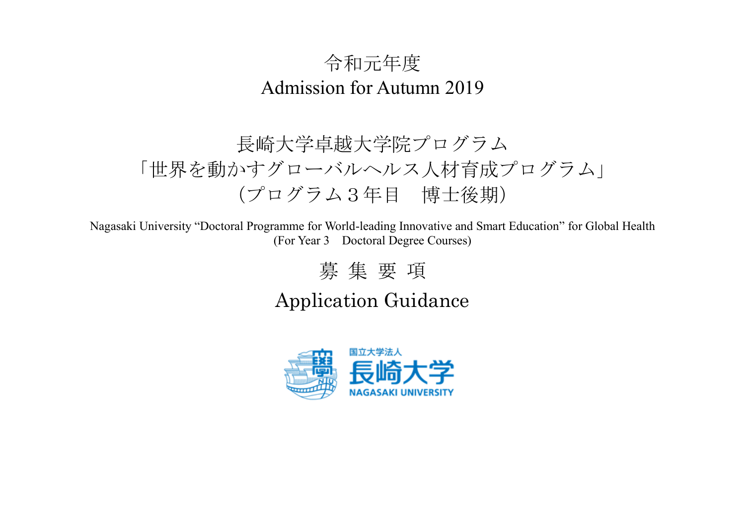令和元年度

Admission for Autumn 2019

# 長崎大学卓越大学院プログラム
# 「世界を動かすグローバルヘルス人材育成プログラム」
# （プログラム３年目　博士後期）

Nagasaki University “Doctoral Programme for World-leading Innovative and Smart Education” for Global Health
(For Year 3　Doctoral Degree Courses)

# 募 集 要 項

# Application Guidance

国立大学法人 長崎大学 NAGASAKI UNIVERSITY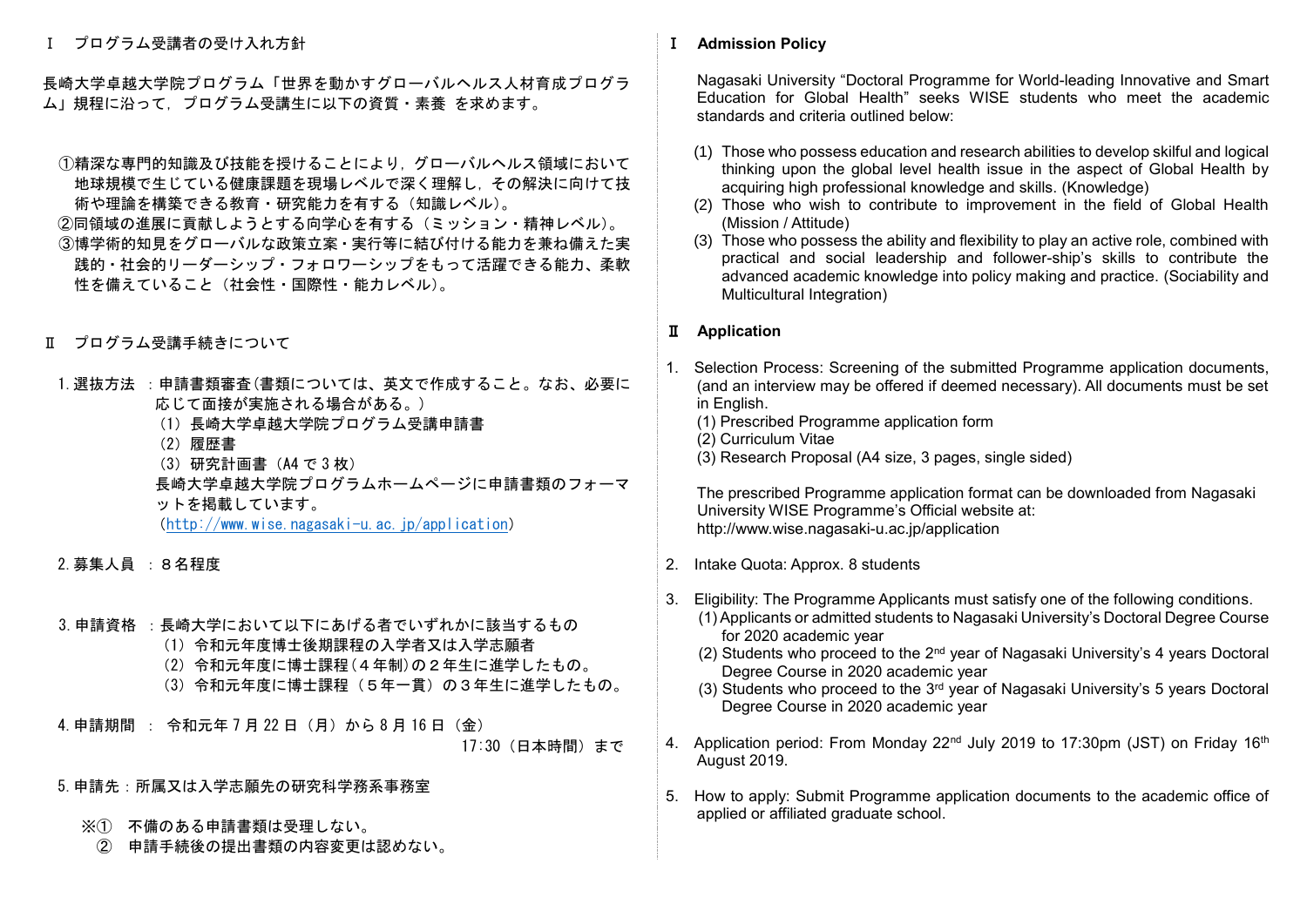## Ⅰ プログラム受講者の受け入れ方針

長崎大学卓越大学院プログラム「世界を動かすグローバルヘルス人材育成プログラム」規程に沿って，プログラム受講生に以下の資質・素養 を求めます。

①精深な専門的知識及び技能を授けることにより，グローバルヘルス領域において地球規模で生じている健康課題を現場レベルで深く理解し，その解決に向けて技術や理論を構築できる教育・研究能力を有する（知識レベル）。
②同領域の進展に貢献しようとする向学心を有する（ミッション・精神レベル）。
③博学術的知見をグローバルな政策立案・実行等に結び付ける能力を兼ね備えた実践的・社会的リーダーシップ・フォロワーシップをもって活躍できる能力、柔軟性を備えていること（社会性・国際性・能力レベル）。

## Ⅱ プログラム受講手続きについて

1. 選抜方法 ：申請書類審査(書類については、英文で作成すること。なお、必要に応じて面接が実施される場合がある。）
   （1）長崎大学卓越大学院プログラム受講申請書
   （2）履歴書
   （3）研究計画書（A4 で 3 枚）
   長崎大学卓越大学院プログラムホームページに申請書類のフォーマットを掲載しています。
   （http://www.wise.nagasaki-u.ac.jp/application）

2. 募集人員 ：８名程度

3. 申請資格 ：長崎大学において以下にあげる者でいずれかに該当するもの
   （1）令和元年度博士後期課程の入学者又は入学志願者
   （2）令和元年度に博士課程(４年制)の２年生に進学したもの。
   （3）令和元年度に博士課程（５年一貫）の３年生に進学したもの。

4. 申請期間 ： 令和元年 7 月 22 日（月）から 8 月 16 日（金）17:30（日本時間）まで

5. 申請先：所属又は入学志願先の研究科学務系事務室

※① 不備のある申請書類は受理しない。
② 申請手続後の提出書類の内容変更は認めない。

## Ⅰ Admission Policy

Nagasaki University “Doctoral Programme for World-leading Innovative and Smart Education for Global Health” seeks WISE students who meet the academic standards and criteria outlined below:

(1) Those who possess education and research abilities to develop skilful and logical thinking upon the global level health issue in the aspect of Global Health by acquiring high professional knowledge and skills. (Knowledge)
(2) Those who wish to contribute to improvement in the field of Global Health (Mission / Attitude)
(3) Those who possess the ability and flexibility to play an active role, combined with practical and social leadership and follower-ship’s skills to contribute the advanced academic knowledge into policy making and practice. (Sociability and Multicultural Integration)

## Ⅱ Application

1. Selection Process: Screening of the submitted Programme application documents, (and an interview may be offered if deemed necessary). All documents must be set in English.
   (1) Prescribed Programme application form
   (2) Curriculum Vitae
   (3) Research Proposal (A4 size, 3 pages, single sided)

   The prescribed Programme application format can be downloaded from Nagasaki University WISE Programme’s Official website at:
   http://www.wise.nagasaki-u.ac.jp/application

2. Intake Quota: Approx. 8 students

3. Eligibility: The Programme Applicants must satisfy one of the following conditions.
   (1) Applicants or admitted students to Nagasaki University’s Doctoral Degree Course for 2020 academic year
   (2) Students who proceed to the 2nd year of Nagasaki University’s 4 years Doctoral Degree Course in 2020 academic year
   (3) Students who proceed to the 3rd year of Nagasaki University’s 5 years Doctoral Degree Course in 2020 academic year

4. Application period: From Monday 22nd July 2019 to 17:30pm (JST) on Friday 16th August 2019.

5. How to apply: Submit Programme application documents to the academic office of applied or affiliated graduate school.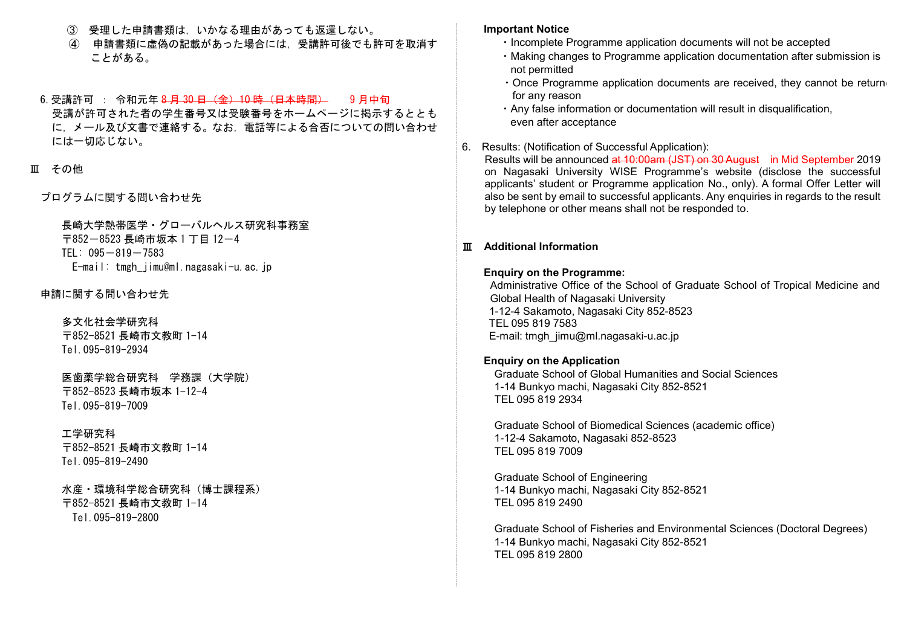③　受理した申請書類は，いかなる理由があっても返還しない。

④　申請書類に虚偽の記載があった場合には，受講許可後でも許可を取消すことがある。

6. 受講許可　：　令和元年 ~~8 月 30 日（金）10 時（日本時間）~~　9 月中旬

受講が許可された者の学生番号又は受験番号をホームページに掲示するとともに，メール及び文書で連絡する。なお，電話等による合否についての問い合わせには一切応じない。

## Ⅲ　その他

プログラムに関する問い合わせ先

長崎大学熱帯医学・グローバルヘルス研究科事務室
〒852－8523 長崎市坂本 1 丁目 12－4
TEL：095－819－7583
E-mail：tmgh_jimu@ml.nagasaki-u.ac.jp

申請に関する問い合わせ先

多文化社会学研究科
〒852-8521 長崎市文教町 1-14
Tel.095-819-2934

医歯薬学総合研究科　学務課（大学院）
〒852-8523 長崎市坂本 1-12-4
Tel.095-819-7009

工学研究科
〒852-8521 長崎市文教町 1-14
Tel.095-819-2490

水産・環境科学総合研究科（博士課程系）
〒852-8521 長崎市文教町 1-14
Tel.095-819-2800

**Important Notice**

- Incomplete Programme application documents will not be accepted
- Making changes to Programme application documentation after submission is not permitted
- Once Programme application documents are received, they cannot be returned for any reason
- Any false information or documentation will result in disqualification, even after acceptance

6. Results: (Notification of Successful Application):

Results will be announced ~~at 10:00am (JST) on 30 August~~ in Mid September 2019 on Nagasaki University WISE Programme's website (disclose the successful applicants' student or Programme application No., only). A formal Offer Letter will also be sent by email to successful applicants. Any enquiries in regards to the result by telephone or other means shall not be responded to.

## Ⅲ　Additional Information

**Enquiry on the Programme:**

Administrative Office of the School of Graduate School of Tropical Medicine and Global Health of Nagasaki University
1-12-4 Sakamoto, Nagasaki City 852-8523
TEL 095 819 7583
E-mail: tmgh_jimu@ml.nagasaki-u.ac.jp

**Enquiry on the Application**

Graduate School of Global Humanities and Social Sciences
1-14 Bunkyo machi, Nagasaki City 852-8521
TEL 095 819 2934

Graduate School of Biomedical Sciences (academic office)
1-12-4 Sakamoto, Nagasaki 852-8523
TEL 095 819 7009

Graduate School of Engineering
1-14 Bunkyo machi, Nagasaki City 852-8521
TEL 095 819 2490

Graduate School of Fisheries and Environmental Sciences (Doctoral Degrees)
1-14 Bunkyo machi, Nagasaki City 852-8521
TEL 095 819 2800